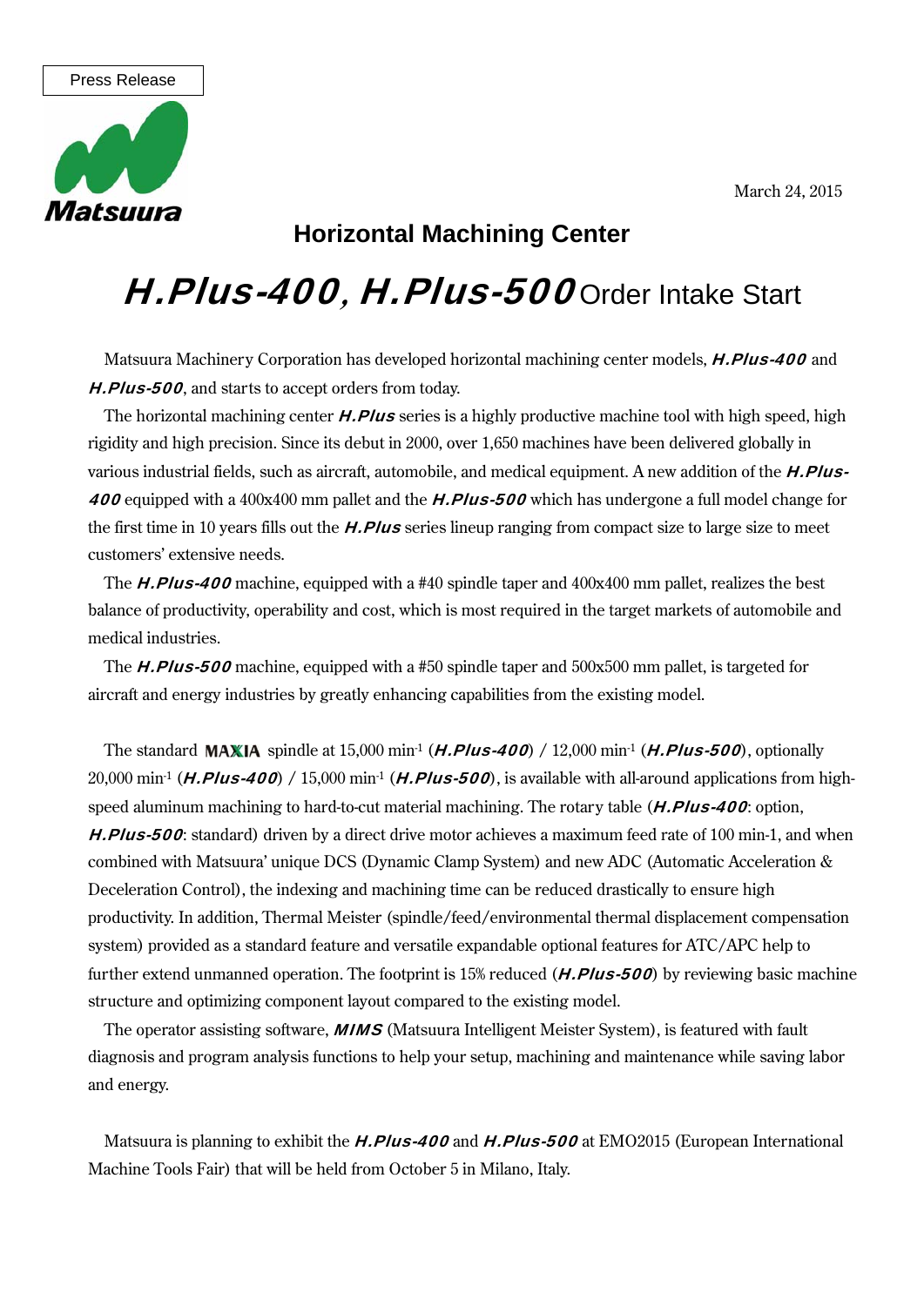Press Release

Matsuura

March 24, 2015

## Horizontal Machining Center

# ***H.Plus-400, H.Plus-500*** Order Intake Start

Matsuura Machinery Corporation has developed horizontal machining center models, ***H.Plus-400*** and ***H.Plus-500***, and starts to accept orders from today.

The horizontal machining center ***H.Plus*** series is a highly productive machine tool with high speed, high rigidity and high precision. Since its debut in 2000, over 1,650 machines have been delivered globally in various industrial fields, such as aircraft, automobile, and medical equipment. A new addition of the ***H.Plus-400*** equipped with a 400x400 mm pallet and the ***H.Plus-500*** which has undergone a full model change for the first time in 10 years fills out the ***H.Plus*** series lineup ranging from compact size to large size to meet customers' extensive needs.

The ***H.Plus-400*** machine, equipped with a #40 spindle taper and 400x400 mm pallet, realizes the best balance of productivity, operability and cost, which is most required in the target markets of automobile and medical industries.

The ***H.Plus-500*** machine, equipped with a #50 spindle taper and 500x500 mm pallet, is targeted for aircraft and energy industries by greatly enhancing capabilities from the existing model.

The standard **MAXIA** spindle at 15,000 $min^{-1}$ (***H.Plus-400***) / 12,000 $min^{-1}$ (***H.Plus-500***), optionally 20,000 $min^{-1}$ (***H.Plus-400***) / 15,000 $min^{-1}$ (***H.Plus-500***), is available with all-around applications from high-speed aluminum machining to hard-to-cut material machining. The rotary table (***H.Plus-400***: option, ***H.Plus-500***: standard) driven by a direct drive motor achieves a maximum feed rate of 100 min-1, and when combined with Matsuura' unique DCS (Dynamic Clamp System) and new ADC (Automatic Acceleration & Deceleration Control), the indexing and machining time can be reduced drastically to ensure high productivity. In addition, Thermal Meister (spindle/feed/environmental thermal displacement compensation system) provided as a standard feature and versatile expandable optional features for ATC/APC help to further extend unmanned operation. The footprint is 15% reduced (***H.Plus-500***) by reviewing basic machine structure and optimizing component layout compared to the existing model.

The operator assisting software, ***MIMS*** (Matsuura Intelligent Meister System), is featured with fault diagnosis and program analysis functions to help your setup, machining and maintenance while saving labor and energy.

Matsuura is planning to exhibit the ***H.Plus-400*** and ***H.Plus-500*** at EMO2015 (European International Machine Tools Fair) that will be held from October 5 in Milano, Italy.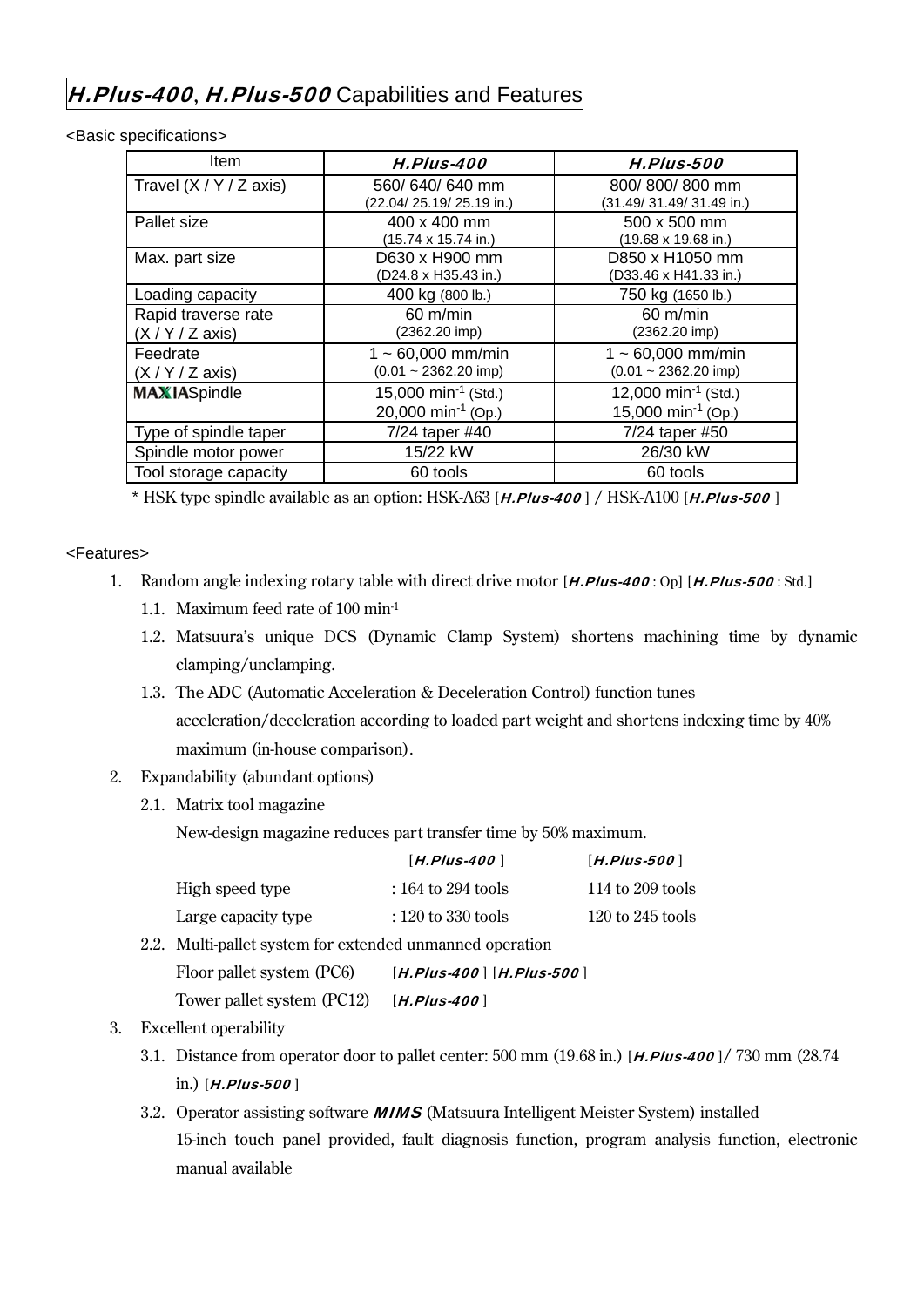# *H.Plus-400*, *H.Plus-500* Capabilities and Features

<Basic specifications>

| Item | *H.Plus-400* | *H.Plus-500* |
|---|---|---|
| Travel (X / Y / Z axis) | 560/ 640/ 640 mm (22.04/ 25.19/ 25.19 in.) | 800/ 800/ 800 mm (31.49/ 31.49/ 31.49 in.) |
| Pallet size | 400 x 400 mm (15.74 x 15.74 in.) | 500 x 500 mm (19.68 x 19.68 in.) |
| Max. part size | D630 x H900 mm (D24.8 x H35.43 in.) | D850 x H1050 mm (D33.46 x H41.33 in.) |
| Loading capacity | 400 kg (800 lb.) | 750 kg (1650 lb.) |
| Rapid traverse rate (X / Y / Z axis) | 60 m/min (2362.20 imp) | 60 m/min (2362.20 imp) |
| Feedrate (X / Y / Z axis) | 1 ~ 60,000 mm/min (0.01 ~ 2362.20 imp) | 1 ~ 60,000 mm/min (0.01 ~ 2362.20 imp) |
| **MAXIA**Spindle | 15,000 $min^{-1}$ (Std.) 20,000 $min^{-1}$ (Op.) | 12,000 $min^{-1}$ (Std.) 15,000 $min^{-1}$ (Op.) |
| Type of spindle taper | 7/24 taper #40 | 7/24 taper #50 |
| Spindle motor power | 15/22 kW | 26/30 kW |
| Tool storage capacity | 60 tools | 60 tools |

* HSK type spindle available as an option: HSK-A63 [*H.Plus-400* ] / HSK-A100 [*H.Plus-500* ]

<Features>

1. Random angle indexing rotary table with direct drive motor [*H.Plus-400* : Op] [*H.Plus-500* : Std.]
   1.1. Maximum feed rate of 100 $min^{-1}$
   1.2. Matsuura's unique DCS (Dynamic Clamp System) shortens machining time by dynamic clamping/unclamping.
   1.3. The ADC (Automatic Acceleration & Deceleration Control) function tunes acceleration/deceleration according to loaded part weight and shortens indexing time by 40% maximum (in-house comparison).
2. Expandability (abundant options)
   2.1. Matrix tool magazine
   New-design magazine reduces part transfer time by 50% maximum.

| | [*H.Plus-400* ] | [*H.Plus-500* ] |
|---|---|---|
| High speed type | : 164 to 294 tools | 114 to 209 tools |
| Large capacity type | : 120 to 330 tools | 120 to 245 tools |

   2.2. Multi-pallet system for extended unmanned operation
   Floor pallet system (PC6) [*H.Plus-400* ] [*H.Plus-500* ]
   Tower pallet system (PC12) [*H.Plus-400* ]
3. Excellent operability
   3.1. Distance from operator door to pallet center: 500 mm (19.68 in.) [*H.Plus-400* ]/ 730 mm (28.74 in.) [*H.Plus-500* ]
   3.2. Operator assisting software ***MIMS*** (Matsuura Intelligent Meister System) installed
   15-inch touch panel provided, fault diagnosis function, program analysis function, electronic manual available